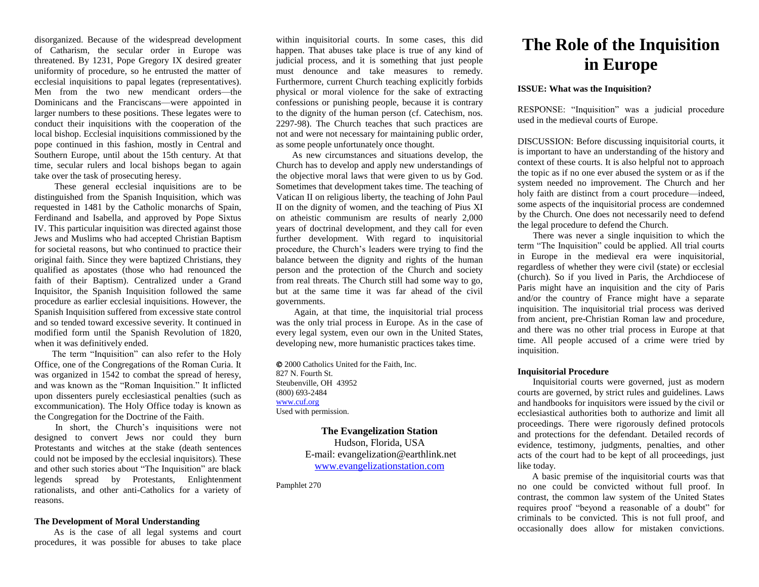# The Role of the Inquisition in Europe

**ISSUE: What was the Inquisition?**

RESPONSE: "Inquisition" was a judicial procedure used in the medieval courts of Europe.

DISCUSSION: Before discussing inquisitorial courts, it is important to have an understanding of the history and context of these courts. It is also helpful not to approach the topic as if no one ever abused the system or as if the system needed no improvement. The Church and her holy faith are distinct from a court procedure—indeed, some aspects of the inquisitorial process are condemned by the Church. One does not necessarily need to defend the legal procedure to defend the Church.

There was never a single inquisition to which the term "The Inquisition" could be applied. All trial courts in Europe in the medieval era were inquisitorial, regardless of whether they were civil (state) or ecclesial (church). So if you lived in Paris, the Archdiocese of Paris might have an inquisition and the city of Paris and/or the country of France might have a separate inquisition. The inquisitorial trial process was derived from ancient, pre-Christian Roman law and procedure, and there was no other trial process in Europe at that time. All people accused of a crime were tried by inquisition.

**Inquisitorial Procedure**

Inquisitorial courts were governed, just as modern courts are governed, by strict rules and guidelines. Laws and handbooks for inquisitors were issued by the civil or ecclesiastical authorities both to authorize and limit all proceedings. There were rigorously defined protocols and protections for the defendant. Detailed records of evidence, testimony, judgments, penalties, and other acts of the court had to be kept of all proceedings, just like today.

A basic premise of the inquisitorial courts was that no one could be convicted without full proof. In contrast, the common law system of the United States requires proof "beyond a reasonable of a doubt" for criminals to be convicted. This is not full proof, and occasionally does allow for mistaken convictions.

disorganized. Because of the widespread development of Catharism, the secular order in Europe was threatened. By 1231, Pope Gregory IX desired greater uniformity of procedure, so he entrusted the matter of ecclesial inquisitions to papal legates (representatives). Men from the two new mendicant orders—the Dominicans and the Franciscans—were appointed in larger numbers to these positions. These legates were to conduct their inquisitions with the cooperation of the local bishop. Ecclesial inquisitions commissioned by the pope continued in this fashion, mostly in Central and Southern Europe, until about the 15th century. At that time, secular rulers and local bishops began to again take over the task of prosecuting heresy.

These general ecclesial inquisitions are to be distinguished from the Spanish Inquisition, which was requested in 1481 by the Catholic monarchs of Spain, Ferdinand and Isabella, and approved by Pope Sixtus IV. This particular inquisition was directed against those Jews and Muslims who had accepted Christian Baptism for societal reasons, but who continued to practice their original faith. Since they were baptized Christians, they qualified as apostates (those who had renounced the faith of their Baptism). Centralized under a Grand Inquisitor, the Spanish Inquisition followed the same procedure as earlier ecclesial inquisitions. However, the Spanish Inquisition suffered from excessive state control and so tended toward excessive severity. It continued in modified form until the Spanish Revolution of 1820, when it was definitively ended.

The term "Inquisition" can also refer to the Holy Office, one of the Congregations of the Roman Curia. It was organized in 1542 to combat the spread of heresy, and was known as the "Roman Inquisition." It inflicted upon dissenters purely ecclesiastical penalties (such as excommunication). The Holy Office today is known as the Congregation for the Doctrine of the Faith.

In short, the Church's inquisitions were not designed to convert Jews nor could they burn Protestants and witches at the stake (death sentences could not be imposed by the ecclesial inquisitors). These and other such stories about "The Inquisition" are black legends spread by Protestants, Enlightenment rationalists, and other anti-Catholics for a variety of reasons.

**The Development of Moral Understanding**

As is the case of all legal systems and court procedures, it was possible for abuses to take place within inquisitorial courts. In some cases, this did happen. That abuses take place is true of any kind of judicial process, and it is something that just people must denounce and take measures to remedy. Furthermore, current Church teaching explicitly forbids physical or moral violence for the sake of extracting confessions or punishing people, because it is contrary to the dignity of the human person (cf. Catechism, nos. 2297-98). The Church teaches that such practices are not and were not necessary for maintaining public order, as some people unfortunately once thought.

As new circumstances and situations develop, the Church has to develop and apply new understandings of the objective moral laws that were given to us by God. Sometimes that development takes time. The teaching of Vatican II on religious liberty, the teaching of John Paul II on the dignity of women, and the teaching of Pius XI on atheistic communism are results of nearly 2,000 years of doctrinal development, and they call for even further development. With regard to inquisitorial procedure, the Church's leaders were trying to find the balance between the dignity and rights of the human person and the protection of the Church and society from real threats. The Church still had some way to go, but at the same time it was far ahead of the civil governments.

Again, at that time, the inquisitorial trial process was the only trial process in Europe. As in the case of every legal system, even our own in the United States, developing new, more humanistic practices takes time.

© 2000 Catholics United for the Faith, Inc.
827 N. Fourth St.
Steubenville, OH 43952
(800) 693-2484
www.cuf.org
Used with permission.

**The Evangelization Station**
Hudson, Florida, USA
E-mail: evangelization@earthlink.net
www.evangelizationstation.com

Pamphlet 270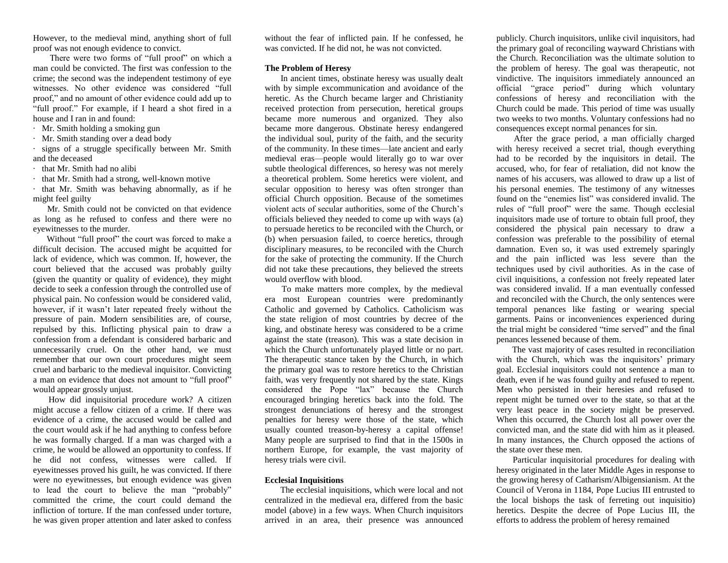However, to the medieval mind, anything short of full proof was not enough evidence to convict.

There were two forms of "full proof" on which a man could be convicted. The first was confession to the crime; the second was the independent testimony of eye witnesses. No other evidence was considered "full proof," and no amount of other evidence could add up to "full proof." For example, if I heard a shot fired in a house and I ran in and found:

- Mr. Smith holding a smoking gun
- Mr. Smith standing over a dead body
- signs of a struggle specifically between Mr. Smith and the deceased
- that Mr. Smith had no alibi
- that Mr. Smith had a strong, well-known motive
- that Mr. Smith was behaving abnormally, as if he might feel guilty

Mr. Smith could not be convicted on that evidence as long as he refused to confess and there were no eyewitnesses to the murder.

Without "full proof" the court was forced to make a difficult decision. The accused might be acquitted for lack of evidence, which was common. If, however, the court believed that the accused was probably guilty (given the quantity or quality of evidence), they might decide to seek a confession through the controlled use of physical pain. No confession would be considered valid, however, if it wasn't later repeated freely without the pressure of pain. Modern sensibilities are, of course, repulsed by this. Inflicting physical pain to draw a confession from a defendant is considered barbaric and unnecessarily cruel. On the other hand, we must remember that our own court procedures might seem cruel and barbaric to the medieval inquisitor. Convicting a man on evidence that does not amount to "full proof" would appear grossly unjust.

How did inquisitorial procedure work? A citizen might accuse a fellow citizen of a crime. If there was evidence of a crime, the accused would be called and the court would ask if he had anything to confess before he was formally charged. If a man was charged with a crime, he would be allowed an opportunity to confess. If he did not confess, witnesses were called. If eyewitnesses proved his guilt, he was convicted. If there were no eyewitnesses, but enough evidence was given to lead the court to believe the man "probably" committed the crime, the court could demand the infliction of torture. If the man confessed under torture, he was given proper attention and later asked to confess without the fear of inflicted pain. If he confessed, he was convicted. If he did not, he was not convicted.

### The Problem of Heresy

In ancient times, obstinate heresy was usually dealt with by simple excommunication and avoidance of the heretic. As the Church became larger and Christianity received protection from persecution, heretical groups became more numerous and organized. They also became more dangerous. Obstinate heresy endangered the individual soul, purity of the faith, and the security of the community. In these times—late ancient and early medieval eras—people would literally go to war over subtle theological differences, so heresy was not merely a theoretical problem. Some heretics were violent, and secular opposition to heresy was often stronger than official Church opposition. Because of the sometimes violent acts of secular authorities, some of the Church's officials believed they needed to come up with ways (a) to persuade heretics to be reconciled with the Church, or (b) when persuasion failed, to coerce heretics, through disciplinary measures, to be reconciled with the Church for the sake of protecting the community. If the Church did not take these precautions, they believed the streets would overflow with blood.

To make matters more complex, by the medieval era most European countries were predominantly Catholic and governed by Catholics. Catholicism was the state religion of most countries by decree of the king, and obstinate heresy was considered to be a crime against the state (treason). This was a state decision in which the Church unfortunately played little or no part. The therapeutic stance taken by the Church, in which the primary goal was to restore heretics to the Christian faith, was very frequently not shared by the state. Kings considered the Pope "lax" because the Church encouraged bringing heretics back into the fold. The strongest denunciations of heresy and the strongest penalties for heresy were those of the state, which usually counted treason-by-heresy a capital offense! Many people are surprised to find that in the 1500s in northern Europe, for example, the vast majority of heresy trials were civil.

### Ecclesial Inquisitions

The ecclesial inquisitions, which were local and not centralized in the medieval era, differed from the basic model (above) in a few ways. When Church inquisitors arrived in an area, their presence was announced publicly. Church inquisitors, unlike civil inquisitors, had the primary goal of reconciling wayward Christians with the Church. Reconciliation was the ultimate solution to the problem of heresy. The goal was therapeutic, not vindictive. The inquisitors immediately announced an official "grace period" during which voluntary confessions of heresy and reconciliation with the Church could be made. This period of time was usually two weeks to two months. Voluntary confessions had no consequences except normal penances for sin.

After the grace period, a man officially charged with heresy received a secret trial, though everything had to be recorded by the inquisitors in detail. The accused, who, for fear of retaliation, did not know the names of his accusers, was allowed to draw up a list of his personal enemies. The testimony of any witnesses found on the "enemies list" was considered invalid. The rules of "full proof" were the same. Though ecclesial inquisitors made use of torture to obtain full proof, they considered the physical pain necessary to draw a confession was preferable to the possibility of eternal damnation. Even so, it was used extremely sparingly and the pain inflicted was less severe than the techniques used by civil authorities. As in the case of civil inquisitions, a confession not freely repeated later was considered invalid. If a man eventually confessed and reconciled with the Church, the only sentences were temporal penances like fasting or wearing special garments. Pains or inconveniences experienced during the trial might be considered "time served" and the final penances lessened because of them.

The vast majority of cases resulted in reconciliation with the Church, which was the inquisitors' primary goal. Ecclesial inquisitors could not sentence a man to death, even if he was found guilty and refused to repent. Men who persisted in their heresies and refused to repent might be turned over to the state, so that at the very least peace in the society might be preserved. When this occurred, the Church lost all power over the convicted man, and the state did with him as it pleased. In many instances, the Church opposed the actions of the state over these men.

Particular inquisitorial procedures for dealing with heresy originated in the later Middle Ages in response to the growing heresy of Catharism/Albigensianism. At the Council of Verona in 1184, Pope Lucius III entrusted to the local bishops the task of ferreting out inquisitio) heretics. Despite the decree of Pope Lucius III, the efforts to address the problem of heresy remained